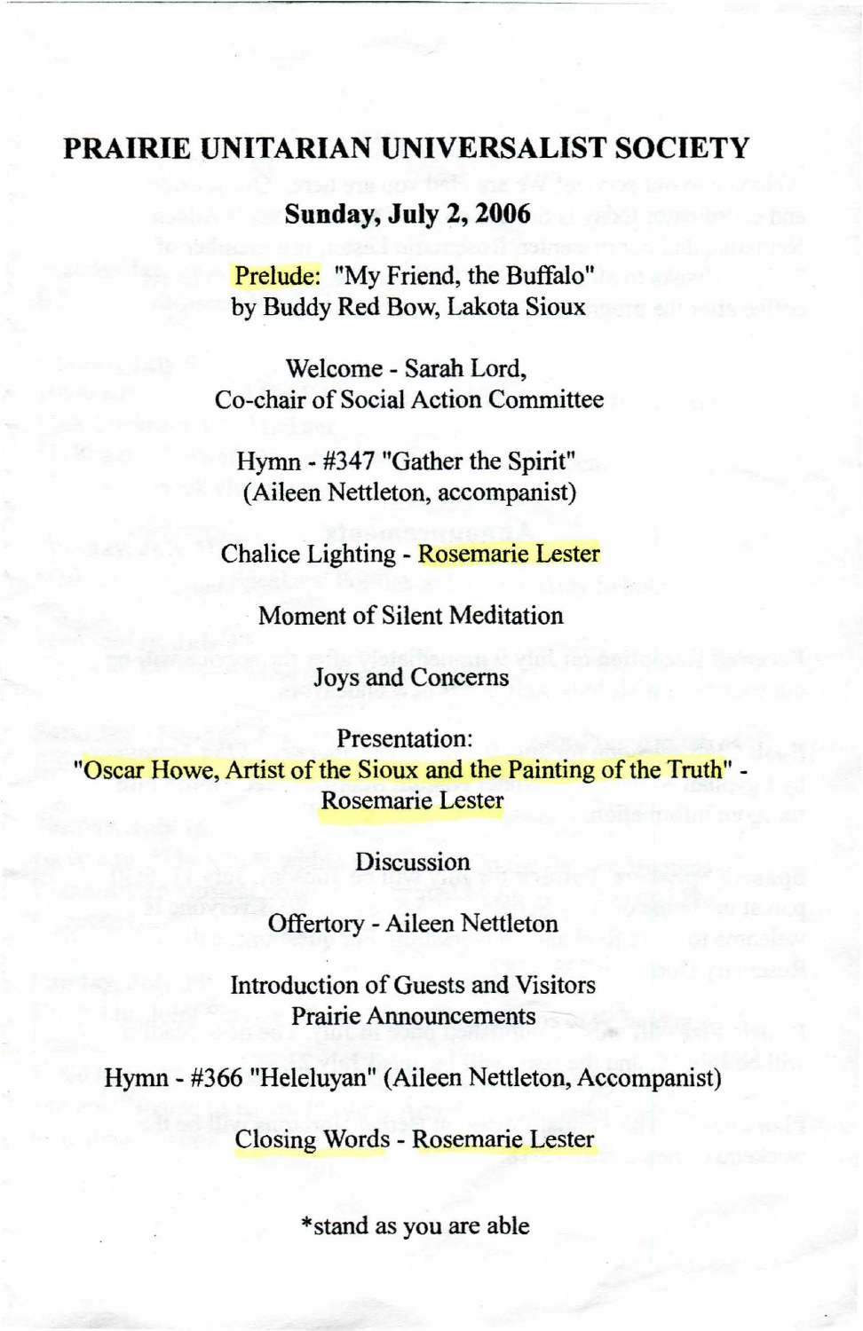# PRAIRIE UNITARIAN UNIVERSALIST SOCIETY

## Sunday, July 2, 2006

Prelude: "My Friend, the Buffalo"
by Buddy Red Bow, Lakota Sioux

Welcome - Sarah Lord,
Co-chair of Social Action Committee

Hymn - #347 "Gather the Spirit"
(Aileen Nettleton, accompanist)

Chalice Lighting - Rosemarie Lester

Moment of Silent Meditation

Joys and Concerns

Presentation:
"Oscar Howe, Artist of the Sioux and the Painting of the Truth" -
Rosemarie Lester

Discussion

Offertory - Aileen Nettleton

Introduction of Guests and Visitors
Prairie Announcements

Hymn - #366 "Heleluyan" (Aileen Nettleton, Accompanist)

Closing Words - Rosemarie Lester

*stand as you are able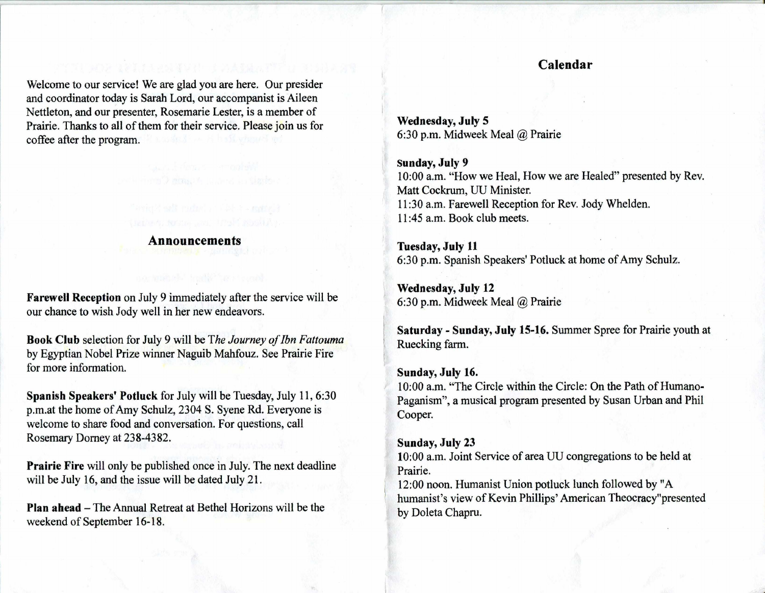Welcome to our service! We are glad you are here. Our presider and coordinator today is Sarah Lord, our accompanist is Aileen Nettleton, and our presenter, Rosemarie Lester, is a member of Prairie. Thanks to all of them for their service. Please join us for coffee after the program.

## Announcements

**Farewell Reception** on July 9 immediately after the service will be our chance to wish Jody well in her new endeavors.

**Book Club** selection for July 9 will be *The Journey of Ibn Fattouma* by Egyptian Nobel Prize winner Naguib Mahfouz. See Prairie Fire for more information.

**Spanish Speakers' Potluck** for July will be Tuesday, July 11, 6:30 p.m.at the home of Amy Schulz, 2304 S. Syene Rd. Everyone is welcome to share food and conversation. For questions, call Rosemary Dorney at 238-4382.

**Prairie Fire** will only be published once in July. The next deadline will be July 16, and the issue will be dated July 21.

**Plan ahead** – The Annual Retreat at Bethel Horizons will be the weekend of September 16-18.

## Calendar

**Wednesday, July 5**
6:30 p.m. Midweek Meal @ Prairie

**Sunday, July 9**
10:00 a.m. "How we Heal, How we are Healed" presented by Rev. Matt Cockrum, UU Minister.
11:30 a.m. Farewell Reception for Rev. Jody Whelden.
11:45 a.m. Book club meets.

**Tuesday, July 11**
6:30 p.m. Spanish Speakers' Potluck at home of Amy Schulz.

**Wednesday, July 12**
6:30 p.m. Midweek Meal @ Prairie

**Saturday - Sunday, July 15-16.** Summer Spree for Prairie youth at Ruecking farm.

**Sunday, July 16.**
10:00 a.m. "The Circle within the Circle: On the Path of Humano-Paganism", a musical program presented by Susan Urban and Phil Cooper.

**Sunday, July 23**
10:00 a.m. Joint Service of area UU congregations to be held at Prairie.
12:00 noon. Humanist Union potluck lunch followed by "A humanist's view of Kevin Phillips' American Theocracy"presented by Doleta Chapru.